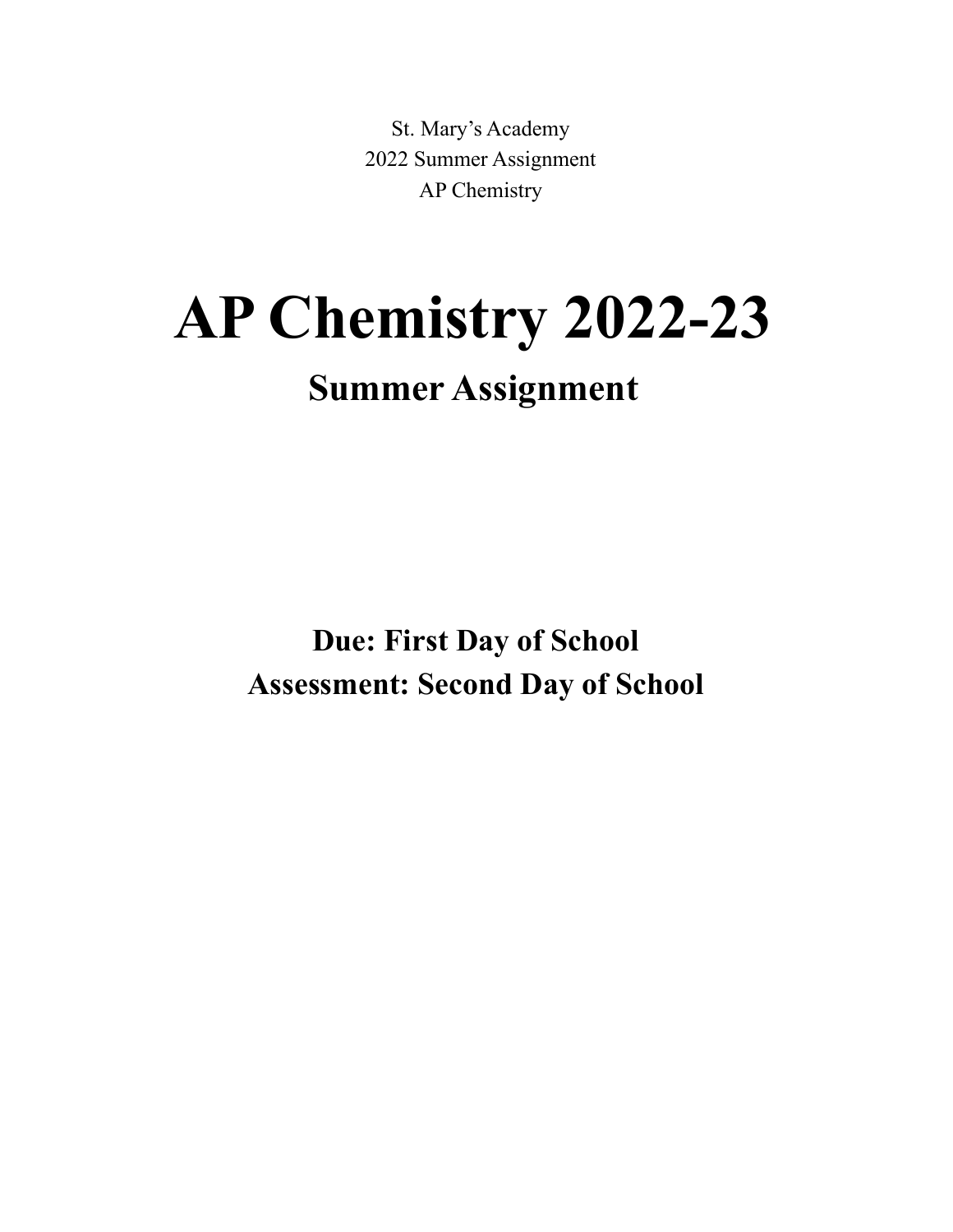St. Mary's Academy
2022 Summer Assignment
AP Chemistry

# AP Chemistry 2022-23

## Summer Assignment

**Due: First Day of School**
**Assessment: Second Day of School**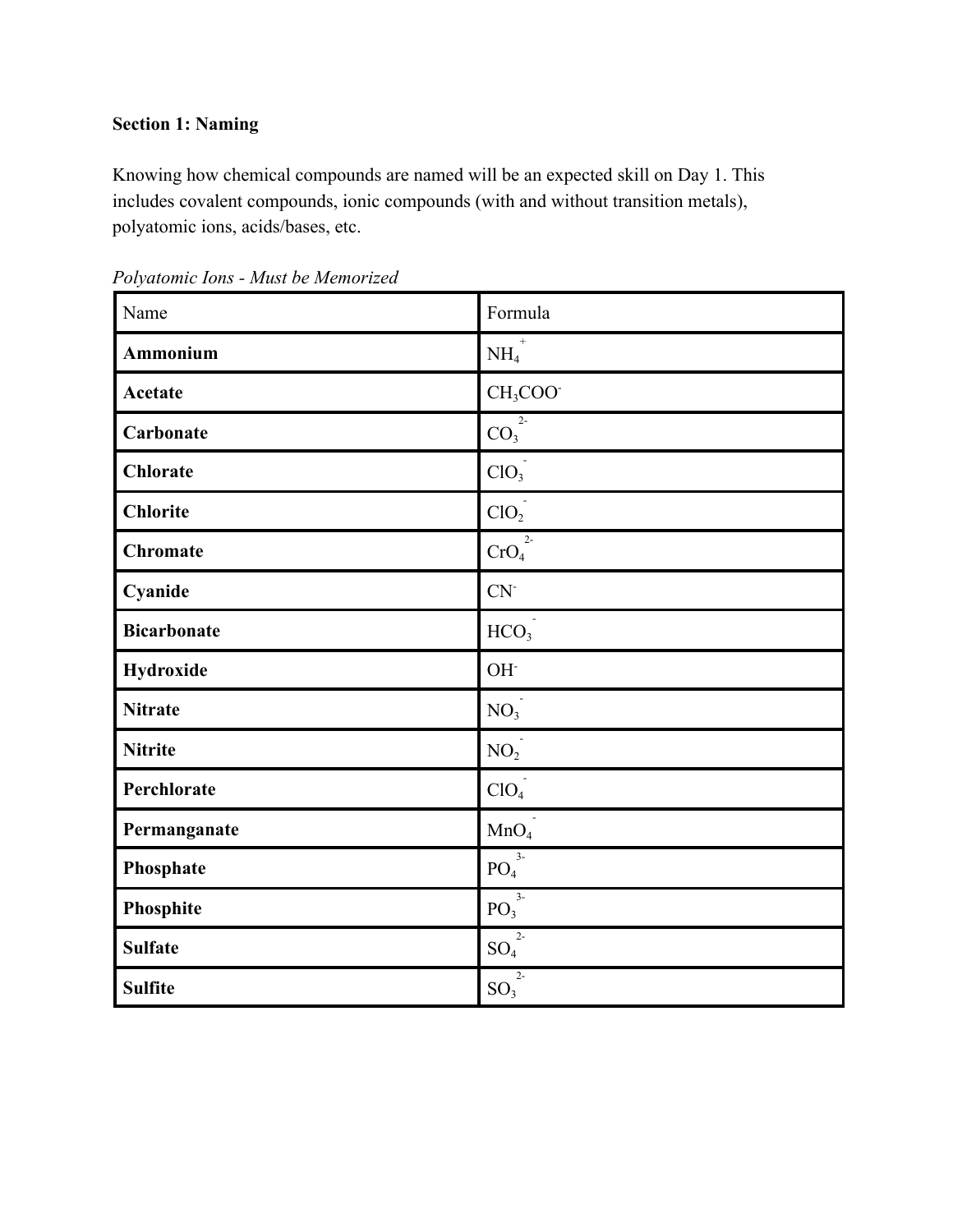**Section 1: Naming**

Knowing how chemical compounds are named will be an expected skill on Day 1. This includes covalent compounds, ionic compounds (with and without transition metals), polyatomic ions, acids/bases, etc.

*Polyatomic Ions - Must be Memorized*

| Name | Formula |
|---|---|
| **Ammonium** | $NH_4^+$ |
| **Acetate** | $CH_3COO^-$ |
| **Carbonate** | $CO_3^{2-}$ |
| **Chlorate** | $ClO_3^-$ |
| **Chlorite** | $ClO_2^-$ |
| **Chromate** | $CrO_4^{2-}$ |
| **Cyanide** | $CN^-$ |
| **Bicarbonate** | $HCO_3^-$ |
| **Hydroxide** | $OH^-$ |
| **Nitrate** | $NO_3^-$ |
| **Nitrite** | $NO_2^-$ |
| **Perchlorate** | $ClO_4^-$ |
| **Permanganate** | $MnO_4^-$ |
| **Phosphate** | $PO_4^{3-}$ |
| **Phosphite** | $PO_3^{3-}$ |
| **Sulfate** | $SO_4^{2-}$ |
| **Sulfite** | $SO_3^{2-}$ |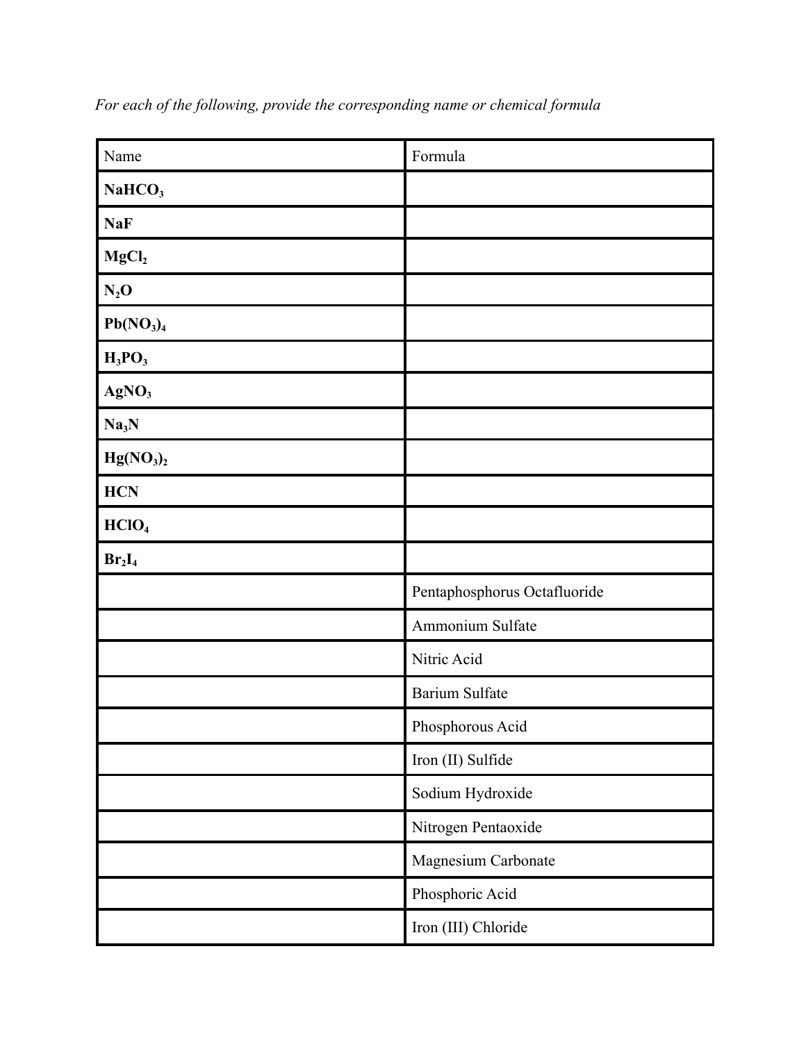*For each of the following, provide the corresponding name or chemical formula*

| Name | Formula |
|---|---|
| **$NaHCO_3$** | |
| **$NaF$** | |
| **$MgCl_2$** | |
| **$N_2O$** | |
| **$Pb(NO_3)_4$** | |
| **$H_3PO_3$** | |
| **$AgNO_3$** | |
| **$Na_3N$** | |
| **$Hg(NO_3)_2$** | |
| **$HCN$** | |
| **$HClO_4$** | |
| **$Br_2I_4$** | |
| | Pentaphosphorus Octafluoride |
| | Ammonium Sulfate |
| | Nitric Acid |
| | Barium Sulfate |
| | Phosphorous Acid |
| | Iron (II) Sulfide |
| | Sodium Hydroxide |
| | Nitrogen Pentaoxide |
| | Magnesium Carbonate |
| | Phosphoric Acid |
| | Iron (III) Chloride |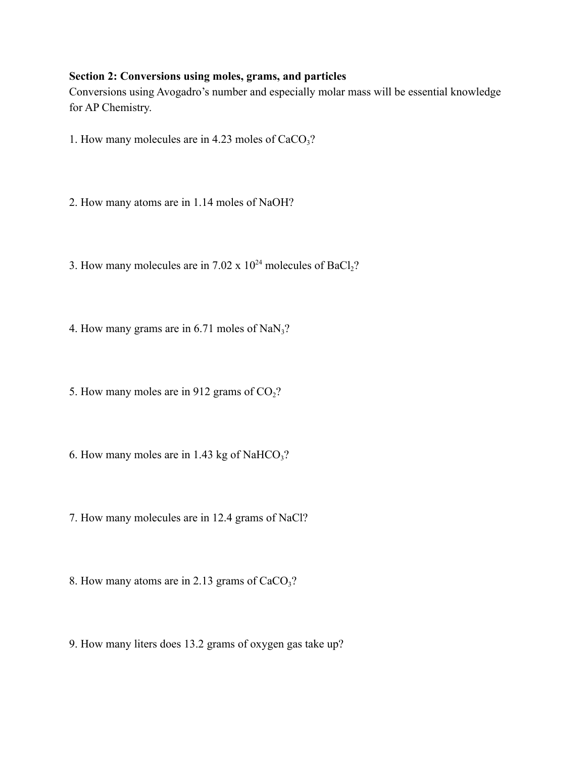**Section 2: Conversions using moles, grams, and particles**

Conversions using Avogadro's number and especially molar mass will be essential knowledge for AP Chemistry.

1. How many molecules are in 4.23 moles of $CaCO_3$?

2. How many atoms are in 1.14 moles of NaOH?

3. How many molecules are in $7.02 \times 10^{24}$ molecules of $BaCl_2$?

4. How many grams are in 6.71 moles of $NaN_3$?

5. How many moles are in 912 grams of $CO_2$?

6. How many moles are in 1.43 kg of $NaHCO_3$?

7. How many molecules are in 12.4 grams of NaCl?

8. How many atoms are in 2.13 grams of $CaCO_3$?

9. How many liters does 13.2 grams of oxygen gas take up?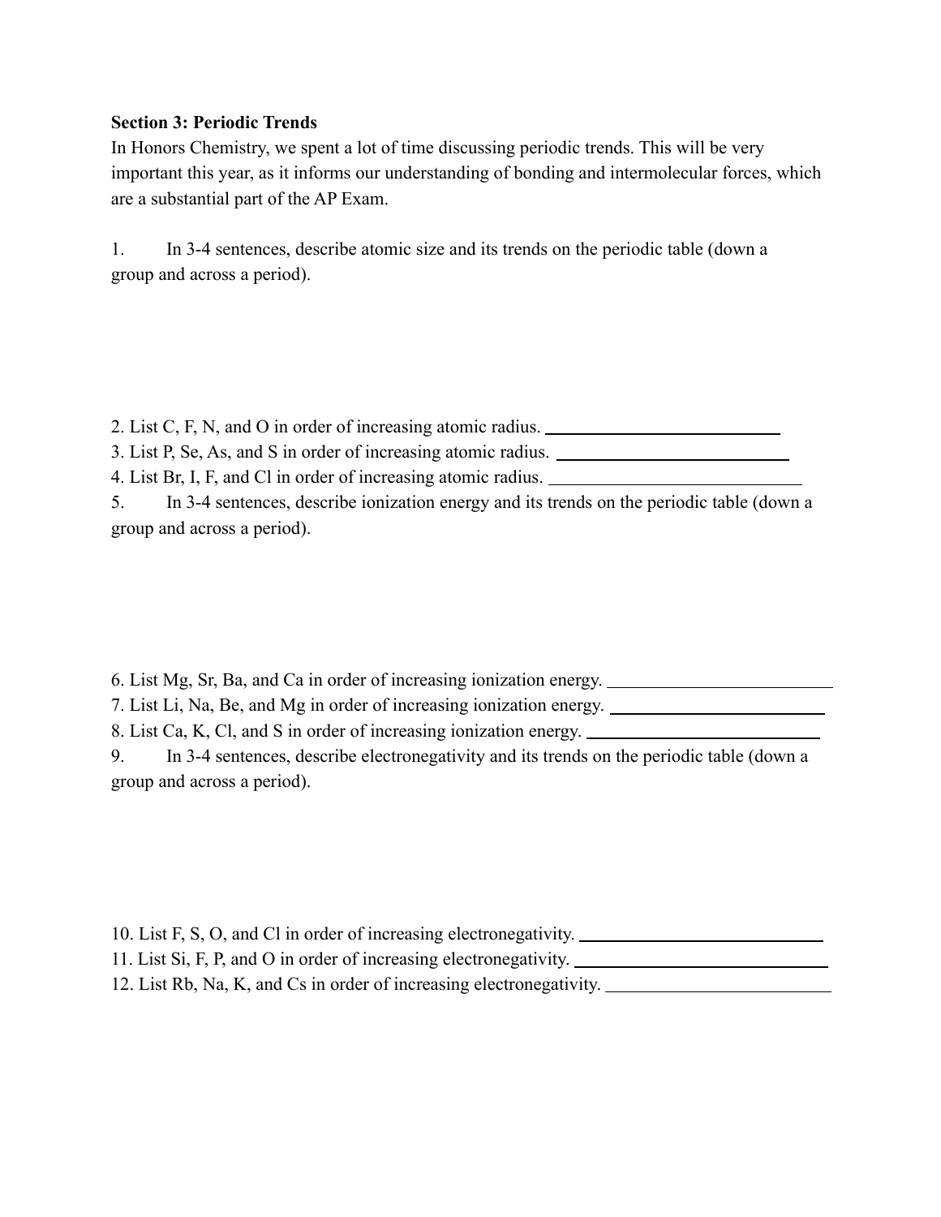**Section 3: Periodic Trends**

In Honors Chemistry, we spent a lot of time discussing periodic trends. This will be very important this year, as it informs our understanding of bonding and intermolecular forces, which are a substantial part of the AP Exam.

1. In 3-4 sentences, describe atomic size and its trends on the periodic table (down a group and across a period).

2. List C, F, N, and O in order of increasing atomic radius. ____________________

3. List P, Se, As, and S in order of increasing atomic radius. ____________________

4. List Br, I, F, and Cl in order of increasing atomic radius. ____________________

5. In 3-4 sentences, describe ionization energy and its trends on the periodic table (down a group and across a period).

6. List Mg, Sr, Ba, and Ca in order of increasing ionization energy. ____________________

7. List Li, Na, Be, and Mg in order of increasing ionization energy. ____________________

8. List Ca, K, Cl, and S in order of increasing ionization energy. ____________________

9. In 3-4 sentences, describe electronegativity and its trends on the periodic table (down a group and across a period).

10. List F, S, O, and Cl in order of increasing electronegativity. ____________________

11. List Si, F, P, and O in order of increasing electronegativity. ____________________

12. List Rb, Na, K, and Cs in order of increasing electronegativity. ____________________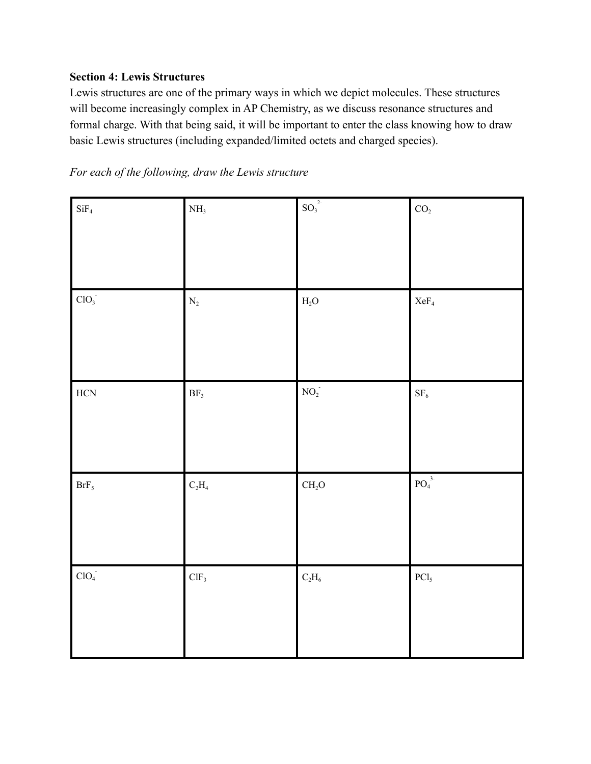**Section 4: Lewis Structures**

Lewis structures are one of the primary ways in which we depict molecules. These structures will become increasingly complex in AP Chemistry, as we discuss resonance structures and formal charge. With that being said, it will be important to enter the class knowing how to draw basic Lewis structures (including expanded/limited octets and charged species).

*For each of the following, draw the Lewis structure*

| $SiF_4$ | $NH_3$ | $SO_3^{2-}$ | $CO_2$ |
| --- | --- | --- | --- |
| $ClO_3^-$ | $N_2$ | $H_2O$ | $XeF_4$ |
| $HCN$ | $BF_3$ | $NO_2^-$ | $SF_6$ |
| $BrF_5$ | $C_2H_4$ | $CH_2O$ | $PO_4^{3-}$ |
| $ClO_4^-$ | $ClF_3$ | $C_2H_6$ | $PCl_5$ |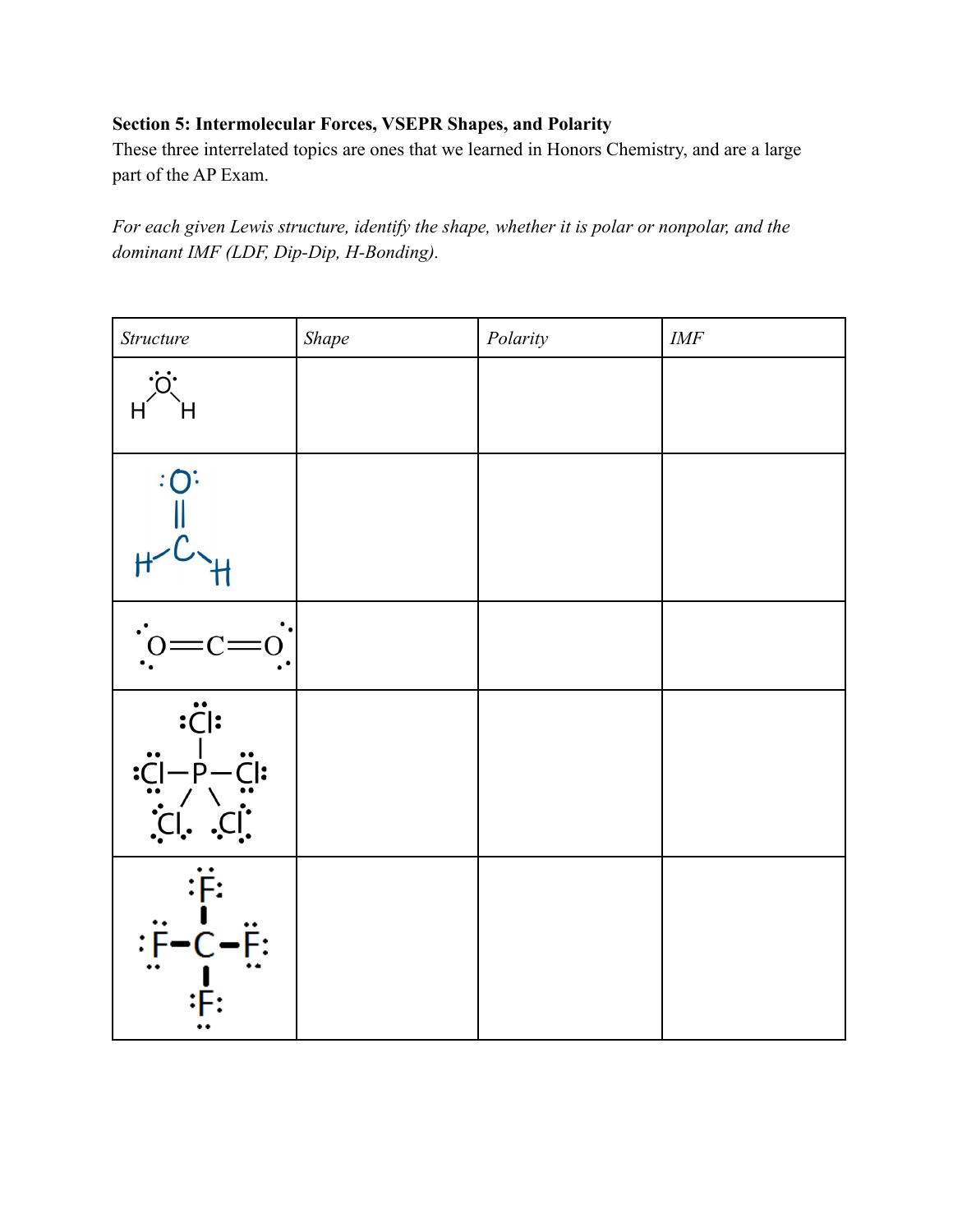**Section 5: Intermolecular Forces, VSEPR Shapes, and Polarity**

These three interrelated topics are ones that we learned in Honors Chemistry, and are a large part of the AP Exam.

*For each given Lewis structure, identify the shape, whether it is polar or nonpolar, and the dominant IMF (LDF, Dip-Dip, H-Bonding).*

| *Structure* | *Shape* | *Polarity* | *IMF* |
|---|---|---|---|
| $H_2O$ | | | |
| $H_2CO$ | | | |
| $O=C=O$ | | | |
| $PCl_5$ | | | |
| $CF_4$ | | | |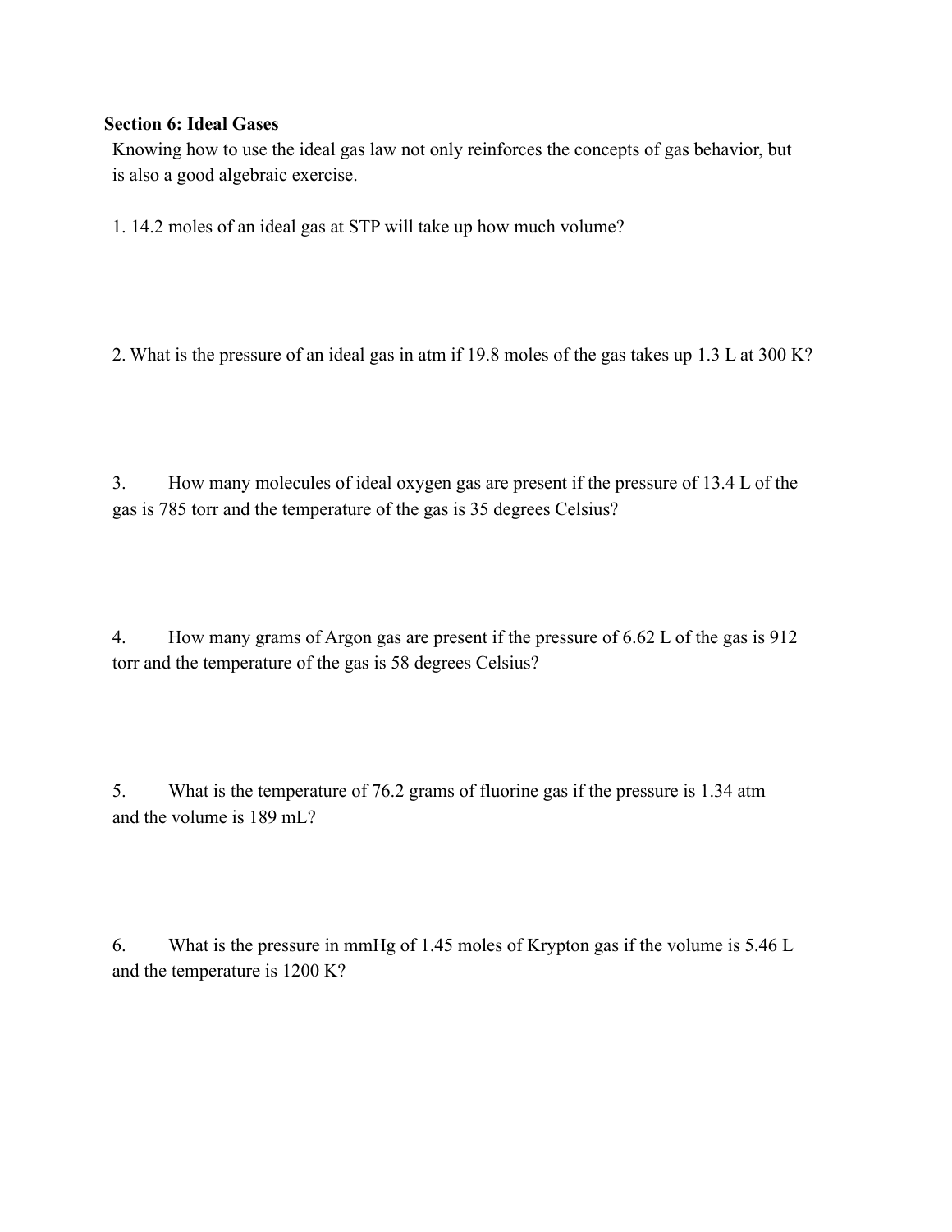**Section 6: Ideal Gases**

Knowing how to use the ideal gas law not only reinforces the concepts of gas behavior, but is also a good algebraic exercise.

1. 14.2 moles of an ideal gas at STP will take up how much volume?

2. What is the pressure of an ideal gas in atm if 19.8 moles of the gas takes up 1.3 L at 300 K?

3. How many molecules of ideal oxygen gas are present if the pressure of 13.4 L of the gas is 785 torr and the temperature of the gas is 35 degrees Celsius?

4. How many grams of Argon gas are present if the pressure of 6.62 L of the gas is 912 torr and the temperature of the gas is 58 degrees Celsius?

5. What is the temperature of 76.2 grams of fluorine gas if the pressure is 1.34 atm and the volume is 189 mL?

6. What is the pressure in mmHg of 1.45 moles of Krypton gas if the volume is 5.46 L and the temperature is 1200 K?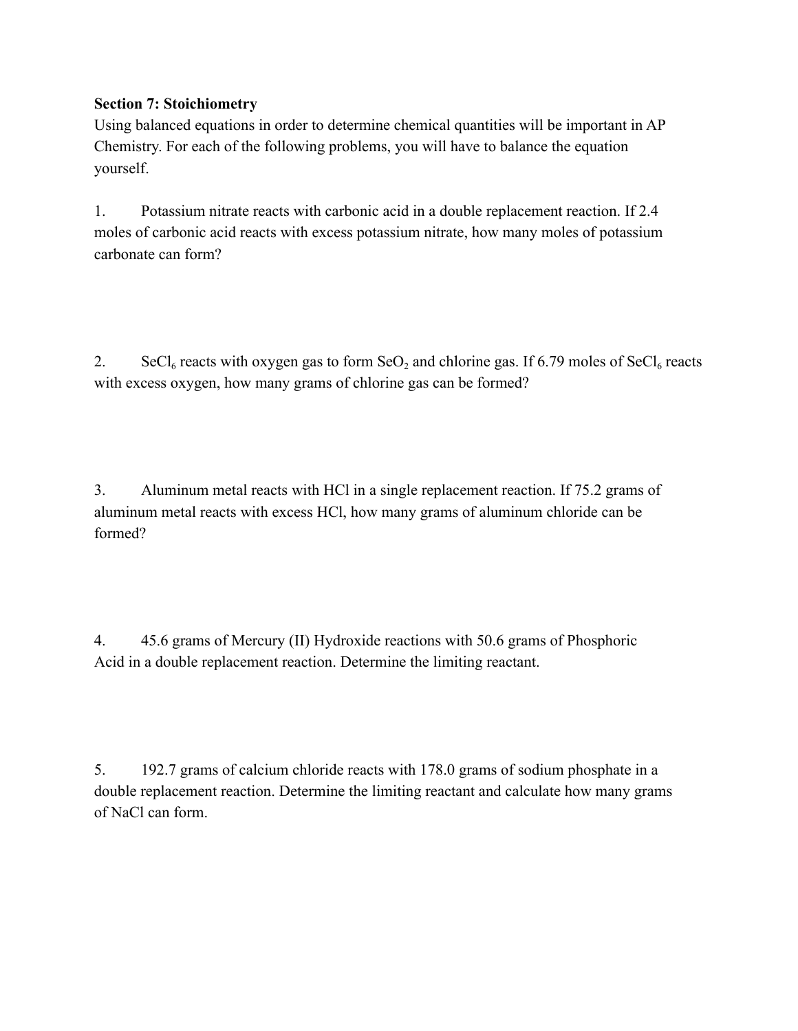**Section 7: Stoichiometry**

Using balanced equations in order to determine chemical quantities will be important in AP Chemistry. For each of the following problems, you will have to balance the equation yourself.

1. Potassium nitrate reacts with carbonic acid in a double replacement reaction. If 2.4 moles of carbonic acid reacts with excess potassium nitrate, how many moles of potassium carbonate can form?

2. $SeCl_6$ reacts with oxygen gas to form $SeO_2$ and chlorine gas. If 6.79 moles of $SeCl_6$ reacts with excess oxygen, how many grams of chlorine gas can be formed?

3. Aluminum metal reacts with HCl in a single replacement reaction. If 75.2 grams of aluminum metal reacts with excess HCl, how many grams of aluminum chloride can be formed?

4. 45.6 grams of Mercury (II) Hydroxide reactions with 50.6 grams of Phosphoric Acid in a double replacement reaction. Determine the limiting reactant.

5. 192.7 grams of calcium chloride reacts with 178.0 grams of sodium phosphate in a double replacement reaction. Determine the limiting reactant and calculate how many grams of NaCl can form.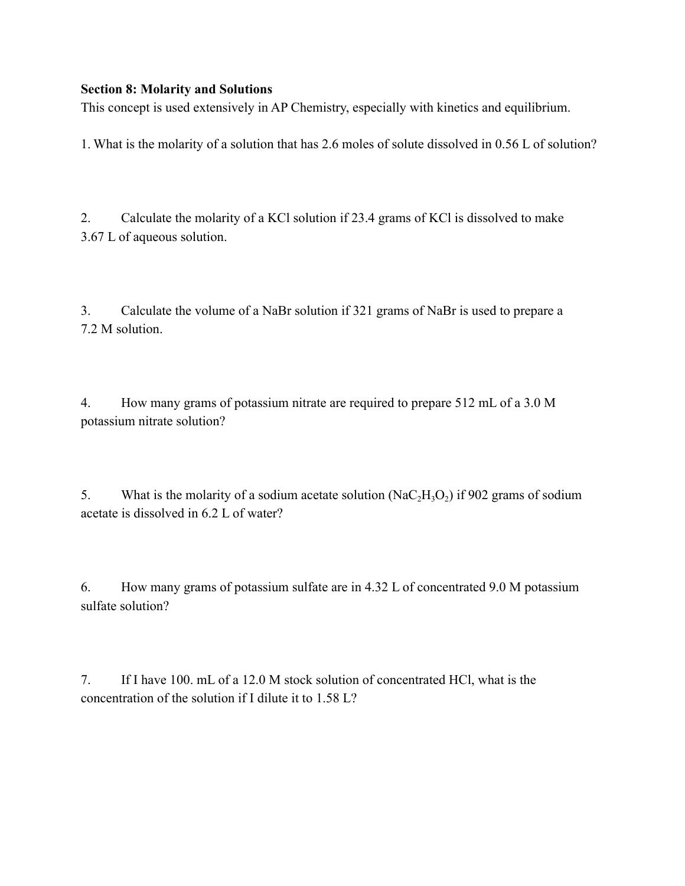**Section 8: Molarity and Solutions**

This concept is used extensively in AP Chemistry, especially with kinetics and equilibrium.

1. What is the molarity of a solution that has 2.6 moles of solute dissolved in 0.56 L of solution?

2. Calculate the molarity of a KCl solution if 23.4 grams of KCl is dissolved to make 3.67 L of aqueous solution.

3. Calculate the volume of a NaBr solution if 321 grams of NaBr is used to prepare a 7.2 M solution.

4. How many grams of potassium nitrate are required to prepare 512 mL of a 3.0 M potassium nitrate solution?

5. What is the molarity of a sodium acetate solution ($NaC_2H_3O_2$) if 902 grams of sodium acetate is dissolved in 6.2 L of water?

6. How many grams of potassium sulfate are in 4.32 L of concentrated 9.0 M potassium sulfate solution?

7. If I have 100. mL of a 12.0 M stock solution of concentrated HCl, what is the concentration of the solution if I dilute it to 1.58 L?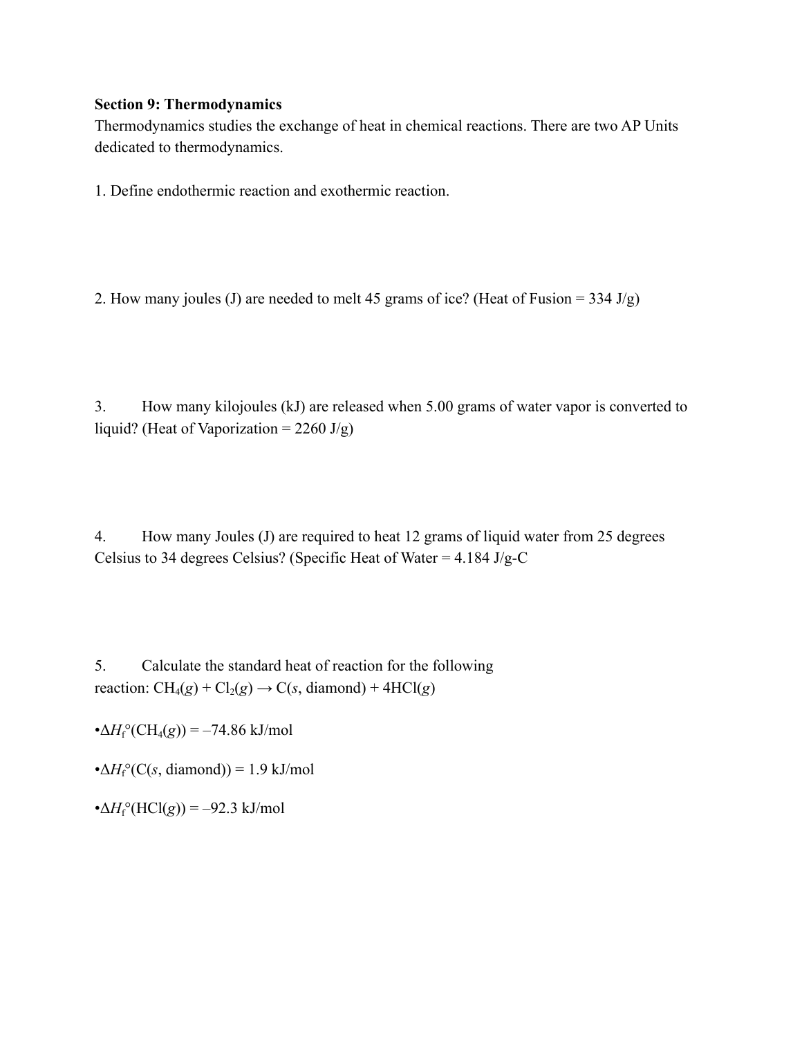**Section 9: Thermodynamics**

Thermodynamics studies the exchange of heat in chemical reactions. There are two AP Units dedicated to thermodynamics.

1. Define endothermic reaction and exothermic reaction.

2. How many joules (J) are needed to melt 45 grams of ice? (Heat of Fusion = 334 J/g)

3. How many kilojoules (kJ) are released when 5.00 grams of water vapor is converted to liquid? (Heat of Vaporization = 2260 J/g)

4. How many Joules (J) are required to heat 12 grams of liquid water from 25 degrees Celsius to 34 degrees Celsius? (Specific Heat of Water = 4.184 J/g-C

5. Calculate the standard heat of reaction for the following reaction: $CH_4(g) + Cl_2(g) \rightarrow C(s, \text{diamond}) + 4HCl(g)$

- $\Delta H_f^\circ(CH_4(g)) = -74.86$ kJ/mol
- $\Delta H_f^\circ(C(s, \text{diamond})) = 1.9$ kJ/mol
- $\Delta H_f^\circ(HCl(g)) = -92.3$ kJ/mol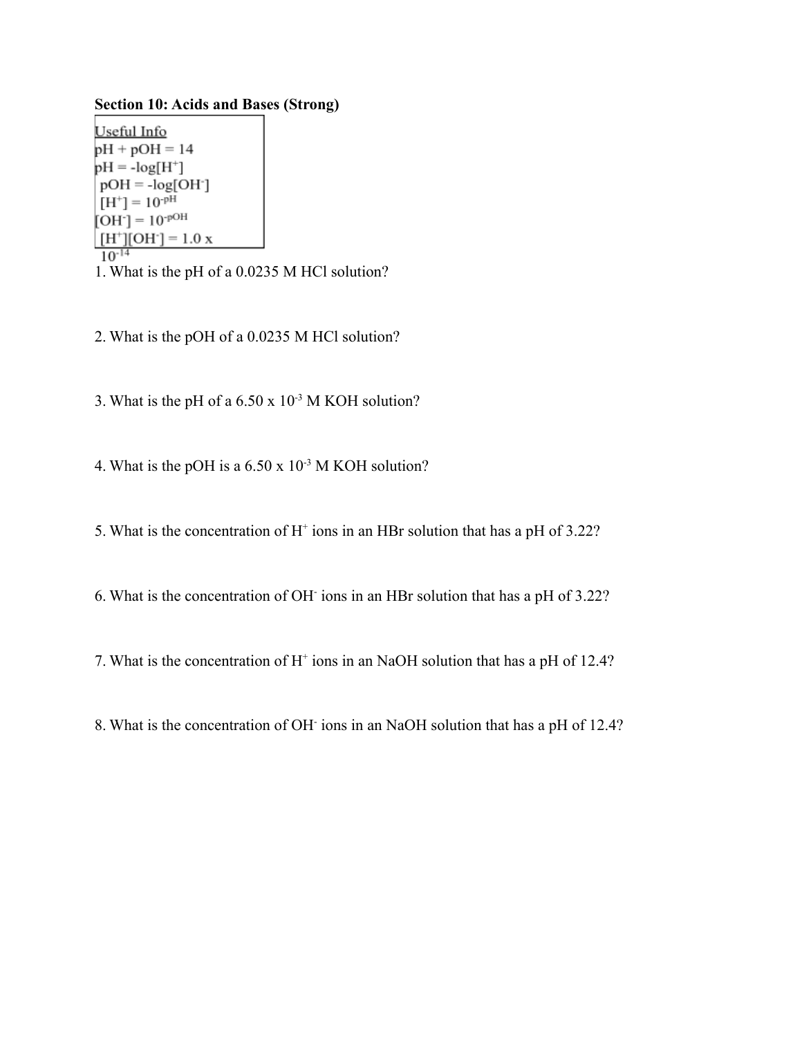**Section 10: Acids and Bases (Strong)**

Useful Info

$pH + pOH = 14$

$pH = -\log[H^+]$

$pOH = -\log[OH^-]$

$[H^+] = 10^{-pH}$

$[OH^-] = 10^{-pOH}$

$[H^+][OH^-] = 1.0 \times 10^{-14}$

1. What is the pH of a 0.0235 M HCl solution?

2. What is the pOH of a 0.0235 M HCl solution?

3. What is the pH of a $6.50 \times 10^{-3}$ M KOH solution?

4. What is the pOH is a $6.50 \times 10^{-3}$ M KOH solution?

5. What is the concentration of $H^+$ ions in an HBr solution that has a pH of 3.22?

6. What is the concentration of $OH^-$ ions in an HBr solution that has a pH of 3.22?

7. What is the concentration of $H^+$ ions in an NaOH solution that has a pH of 12.4?

8. What is the concentration of $OH^-$ ions in an NaOH solution that has a pH of 12.4?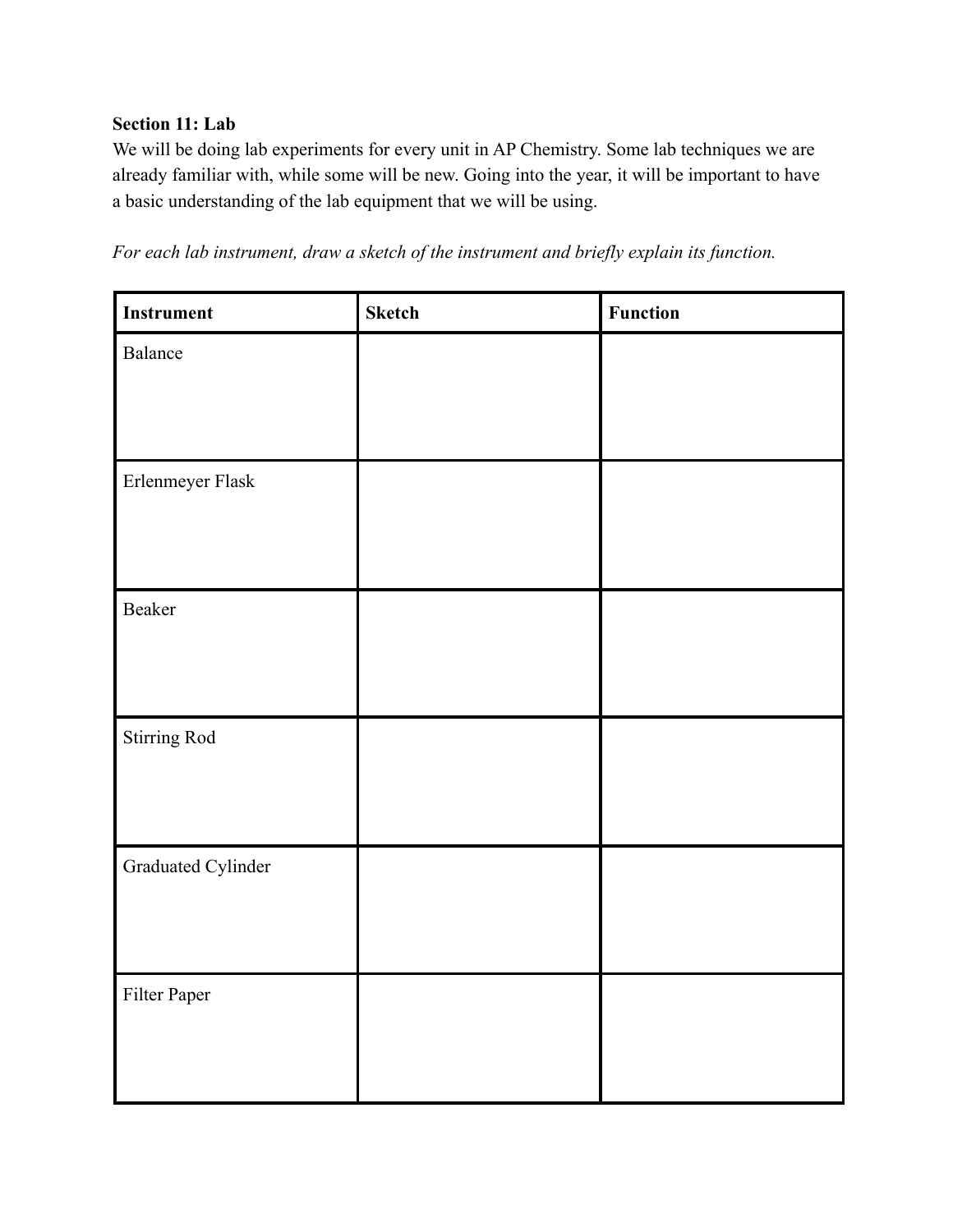**Section 11: Lab**

We will be doing lab experiments for every unit in AP Chemistry. Some lab techniques we are already familiar with, while some will be new. Going into the year, it will be important to have a basic understanding of the lab equipment that we will be using.

*For each lab instrument, draw a sketch of the instrument and briefly explain its function.*

| **Instrument** | **Sketch** | **Function** |
| --- | --- | --- |
| Balance | | |
| Erlenmeyer Flask | | |
| Beaker | | |
| Stirring Rod | | |
| Graduated Cylinder | | |
| Filter Paper | | |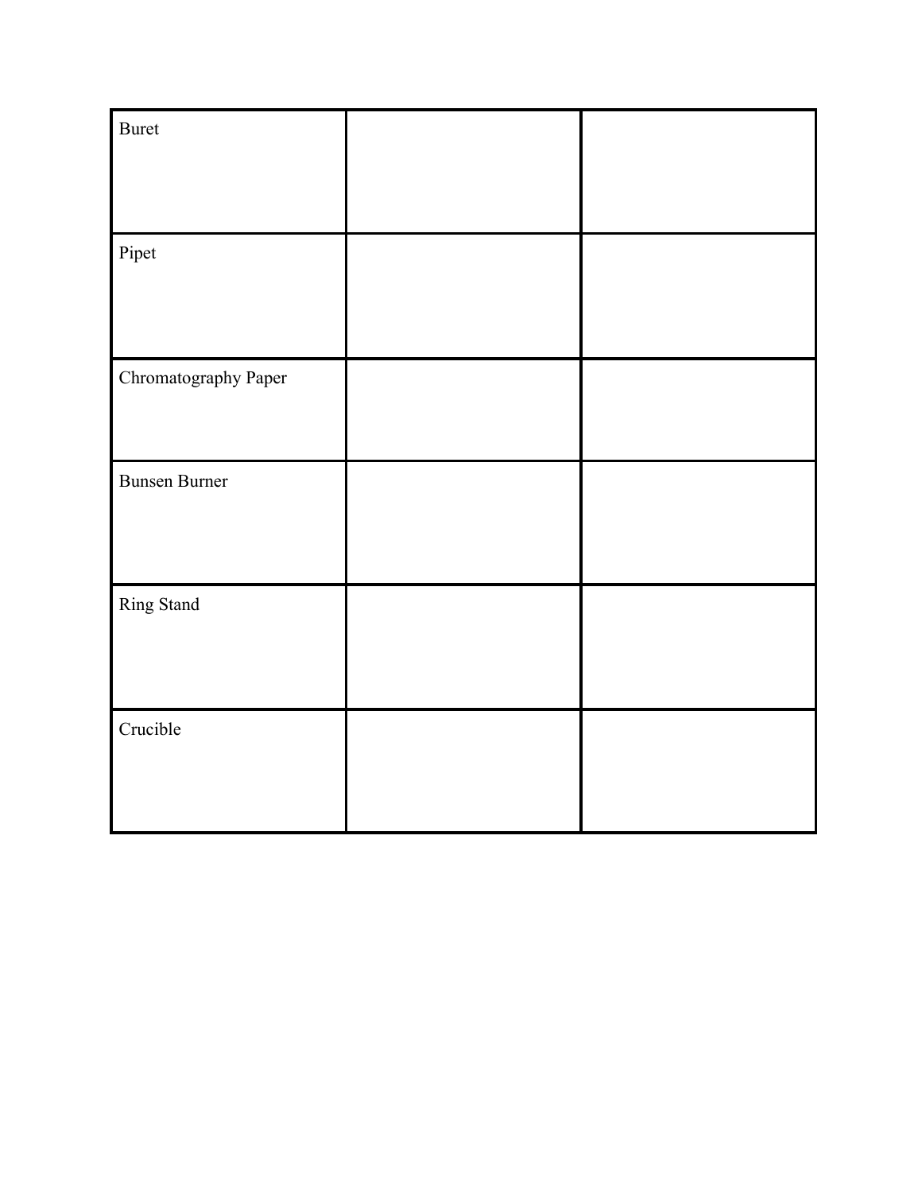| Buret | | |
|---|---|---|
| Pipet | | |
| Chromatography Paper | | |
| Bunsen Burner | | |
| Ring Stand | | |
| Crucible | | |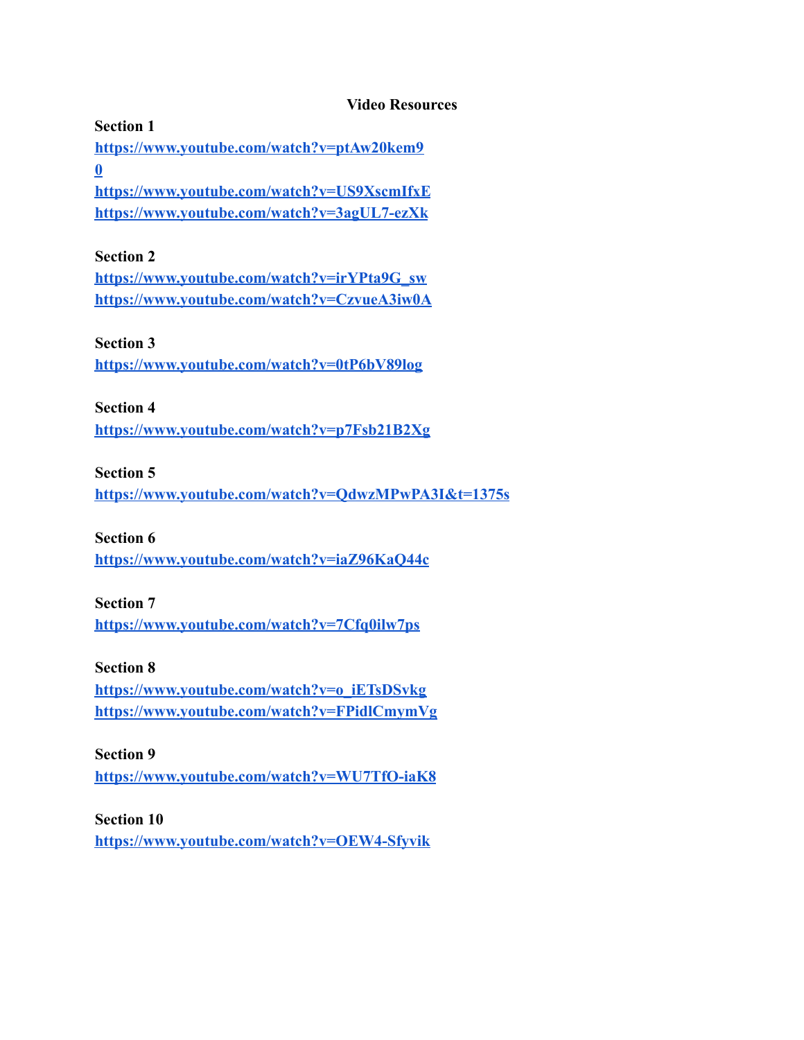# Video Resources

**Section 1**

https://www.youtube.com/watch?v=ptAw20kem90

https://www.youtube.com/watch?v=US9XscmIfxE

https://www.youtube.com/watch?v=3agUL7-ezXk

**Section 2**

https://www.youtube.com/watch?v=irYPta9G_sw

https://www.youtube.com/watch?v=CzvueA3iw0A

**Section 3**

https://www.youtube.com/watch?v=0tP6bV89log

**Section 4**

https://www.youtube.com/watch?v=p7Fsb21B2Xg

**Section 5**

https://www.youtube.com/watch?v=QdwzMPwPA3I&t=1375s

**Section 6**

https://www.youtube.com/watch?v=iaZ96KaQ44c

**Section 7**

https://www.youtube.com/watch?v=7Cfq0ilw7ps

**Section 8**

https://www.youtube.com/watch?v=o_iETsDSvkg

https://www.youtube.com/watch?v=FPidlCmymVg

**Section 9**

https://www.youtube.com/watch?v=WU7TfO-iaK8

**Section 10**

https://www.youtube.com/watch?v=OEW4-Sfyvik